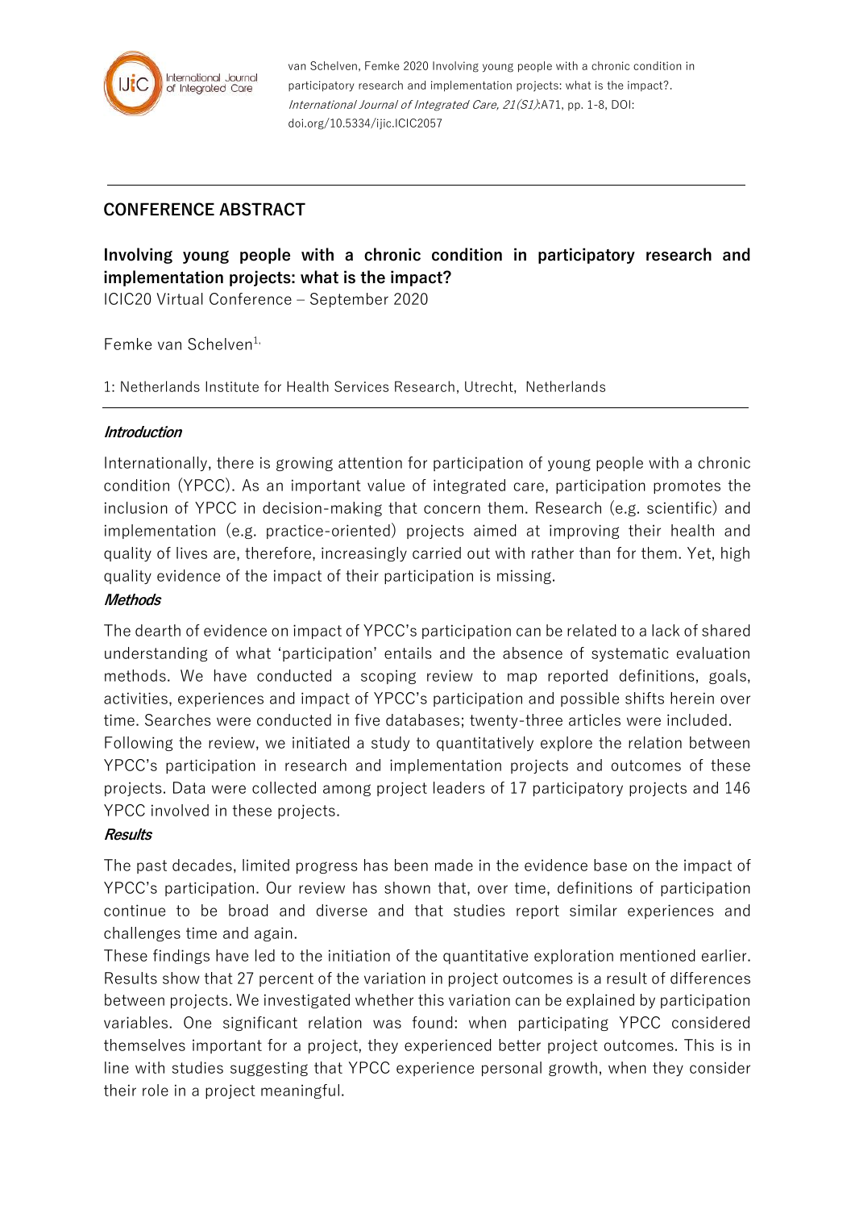van Schelven, Femke 2020 Involving young people with a chronic condition in participatory research and implementation projects: what is the impact?. *International Journal of Integrated Care, 21(S1)*:A71, pp. 1-8, DOI: doi.org/10.5334/ijic.ICIC2057

## CONFERENCE ABSTRACT

# Involving young people with a chronic condition in participatory research and implementation projects: what is the impact?

ICIC20 Virtual Conference – September 2020

Femke van Schelven[1,]

1: Netherlands Institute for Health Services Research, Utrecht, Netherlands

### *Introduction*

Internationally, there is growing attention for participation of young people with a chronic condition (YPCC). As an important value of integrated care, participation promotes the inclusion of YPCC in decision-making that concern them. Research (e.g. scientific) and implementation (e.g. practice-oriented) projects aimed at improving their health and quality of lives are, therefore, increasingly carried out with rather than for them. Yet, high quality evidence of the impact of their participation is missing.

### *Methods*

The dearth of evidence on impact of YPCC's participation can be related to a lack of shared understanding of what 'participation' entails and the absence of systematic evaluation methods. We have conducted a scoping review to map reported definitions, goals, activities, experiences and impact of YPCC's participation and possible shifts herein over time. Searches were conducted in five databases; twenty-three articles were included.

Following the review, we initiated a study to quantitatively explore the relation between YPCC's participation in research and implementation projects and outcomes of these projects. Data were collected among project leaders of 17 participatory projects and 146 YPCC involved in these projects.

### *Results*

The past decades, limited progress has been made in the evidence base on the impact of YPCC's participation. Our review has shown that, over time, definitions of participation continue to be broad and diverse and that studies report similar experiences and challenges time and again.

These findings have led to the initiation of the quantitative exploration mentioned earlier. Results show that 27 percent of the variation in project outcomes is a result of differences between projects. We investigated whether this variation can be explained by participation variables. One significant relation was found: when participating YPCC considered themselves important for a project, they experienced better project outcomes. This is in line with studies suggesting that YPCC experience personal growth, when they consider their role in a project meaningful.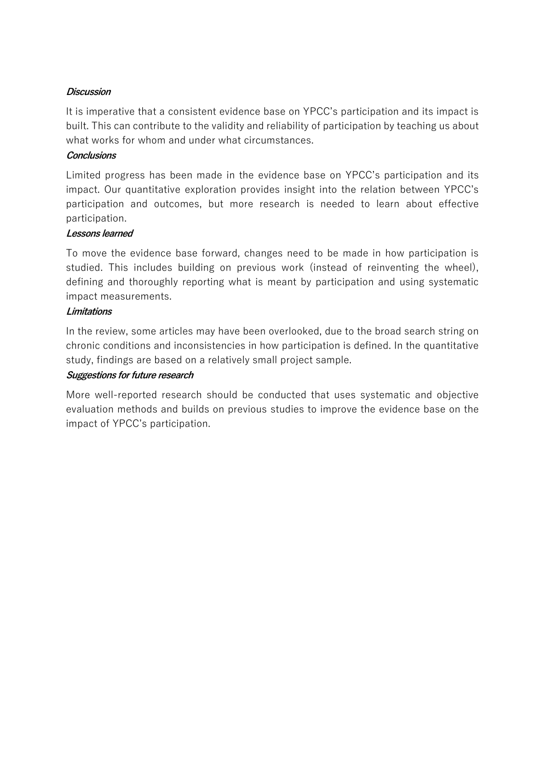***Discussion***

It is imperative that a consistent evidence base on YPCC's participation and its impact is built. This can contribute to the validity and reliability of participation by teaching us about what works for whom and under what circumstances.

***Conclusions***

Limited progress has been made in the evidence base on YPCC's participation and its impact. Our quantitative exploration provides insight into the relation between YPCC's participation and outcomes, but more research is needed to learn about effective participation.

***Lessons learned***

To move the evidence base forward, changes need to be made in how participation is studied. This includes building on previous work (instead of reinventing the wheel), defining and thoroughly reporting what is meant by participation and using systematic impact measurements.

***Limitations***

In the review, some articles may have been overlooked, due to the broad search string on chronic conditions and inconsistencies in how participation is defined. In the quantitative study, findings are based on a relatively small project sample.

***Suggestions for future research***

More well-reported research should be conducted that uses systematic and objective evaluation methods and builds on previous studies to improve the evidence base on the impact of YPCC's participation.